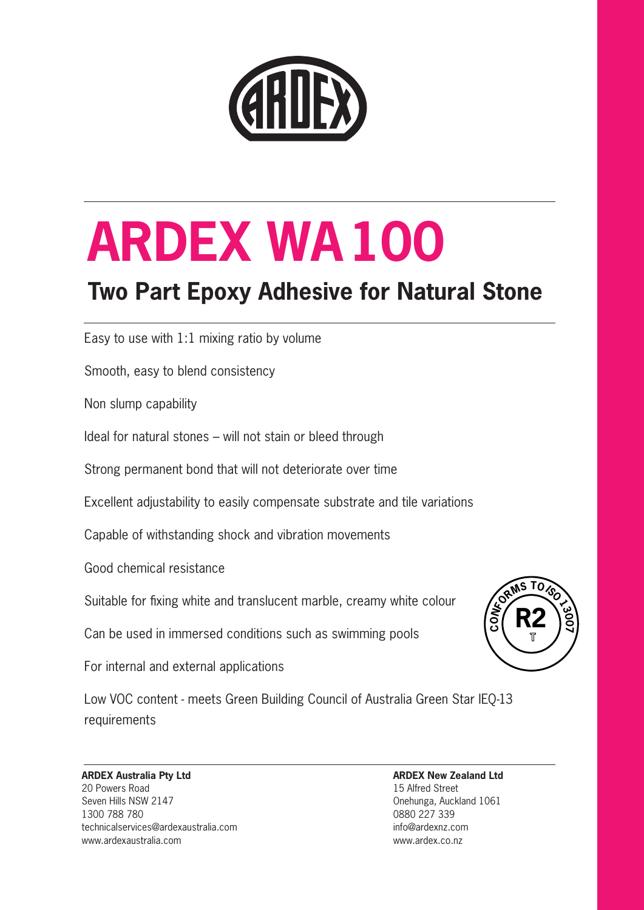# ARDEX WA 100

## Two Part Epoxy Adhesive for Natural Stone

Easy to use with 1:1 mixing ratio by volume

Smooth, easy to blend consistency

Non slump capability

Ideal for natural stones – will not stain or bleed through

Strong permanent bond that will not deteriorate over time

Excellent adjustability to easily compensate substrate and tile variations

Capable of withstanding shock and vibration movements

Good chemical resistance

Suitable for fixing white and translucent marble, creamy white colour

Can be used in immersed conditions such as swimming pools

For internal and external applications

Low VOC content - meets Green Building Council of Australia Green Star IEQ-13 requirements

CONFORMS TO ISO 13007 R2 T

**ARDEX Australia Pty Ltd**
20 Powers Road
Seven Hills NSW 2147
1300 788 780
technicalservices@ardexaustralia.com
www.ardexaustralia.com

**ARDEX New Zealand Ltd**
15 Alfred Street
Onehunga, Auckland 1061
0880 227 339
info@ardexnz.com
www.ardex.co.nz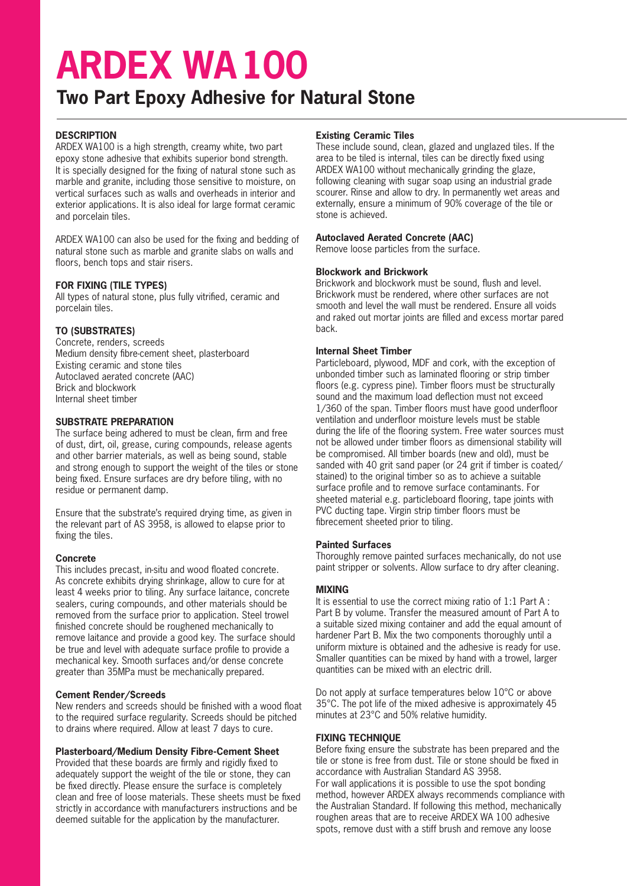# ARDEX WA100

## Two Part Epoxy Adhesive for Natural Stone

### DESCRIPTION

ARDEX WA100 is a high strength, creamy white, two part epoxy stone adhesive that exhibits superior bond strength. It is specially designed for the fixing of natural stone such as marble and granite, including those sensitive to moisture, on vertical surfaces such as walls and overheads in interior and exterior applications. It is also ideal for large format ceramic and porcelain tiles.

ARDEX WA100 can also be used for the fixing and bedding of natural stone such as marble and granite slabs on walls and floors, bench tops and stair risers.

### FOR FIXING (TILE TYPES)

All types of natural stone, plus fully vitrified, ceramic and porcelain tiles.

### TO (SUBSTRATES)

Concrete, renders, screeds
Medium density fibre-cement sheet, plasterboard
Existing ceramic and stone tiles
Autoclaved aerated concrete (AAC)
Brick and blockwork
Internal sheet timber

### SUBSTRATE PREPARATION

The surface being adhered to must be clean, firm and free of dust, dirt, oil, grease, curing compounds, release agents and other barrier materials, as well as being sound, stable and strong enough to support the weight of the tiles or stone being fixed. Ensure surfaces are dry before tiling, with no residue or permanent damp.

Ensure that the substrate's required drying time, as given in the relevant part of AS 3958, is allowed to elapse prior to fixing the tiles.

#### Concrete

This includes precast, in-situ and wood floated concrete. As concrete exhibits drying shrinkage, allow to cure for at least 4 weeks prior to tiling. Any surface laitance, concrete sealers, curing compounds, and other materials should be removed from the surface prior to application. Steel trowel finished concrete should be roughened mechanically to remove laitance and provide a good key. The surface should be true and level with adequate surface profile to provide a mechanical key. Smooth surfaces and/or dense concrete greater than 35MPa must be mechanically prepared.

#### Cement Render/Screeds

New renders and screeds should be finished with a wood float to the required surface regularity. Screeds should be pitched to drains where required. Allow at least 7 days to cure.

#### Plasterboard/Medium Density Fibre-Cement Sheet

Provided that these boards are firmly and rigidly fixed to adequately support the weight of the tile or stone, they can be fixed directly. Please ensure the surface is completely clean and free of loose materials. These sheets must be fixed strictly in accordance with manufacturers instructions and be deemed suitable for the application by the manufacturer.

#### Existing Ceramic Tiles

These include sound, clean, glazed and unglazed tiles. If the area to be tiled is internal, tiles can be directly fixed using ARDEX WA100 without mechanically grinding the glaze, following cleaning with sugar soap using an industrial grade scourer. Rinse and allow to dry. In permanently wet areas and externally, ensure a minimum of 90% coverage of the tile or stone is achieved.

#### Autoclaved Aerated Concrete (AAC)

Remove loose particles from the surface.

#### Blockwork and Brickwork

Brickwork and blockwork must be sound, flush and level. Brickwork must be rendered, where other surfaces are not smooth and level the wall must be rendered. Ensure all voids and raked out mortar joints are filled and excess mortar pared back.

#### Internal Sheet Timber

Particleboard, plywood, MDF and cork, with the exception of unbonded timber such as laminated flooring or strip timber floors (e.g. cypress pine). Timber floors must be structurally sound and the maximum load deflection must not exceed 1/360 of the span. Timber floors must have good underfloor ventilation and underfloor moisture levels must be stable during the life of the flooring system. Free water sources must not be allowed under timber floors as dimensional stability will be compromised. All timber boards (new and old), must be sanded with 40 grit sand paper (or 24 grit if timber is coated/stained) to the original timber so as to achieve a suitable surface profile and to remove surface contaminants. For sheeted material e.g. particleboard flooring, tape joints with PVC ducting tape. Virgin strip timber floors must be fibrecement sheeted prior to tiling.

#### Painted Surfaces

Thoroughly remove painted surfaces mechanically, do not use paint stripper or solvents. Allow surface to dry after cleaning.

### MIXING

It is essential to use the correct mixing ratio of 1:1 Part A : Part B by volume. Transfer the measured amount of Part A to a suitable sized mixing container and add the equal amount of hardener Part B. Mix the two components thoroughly until a uniform mixture is obtained and the adhesive is ready for use. Smaller quantities can be mixed by hand with a trowel, larger quantities can be mixed with an electric drill.

Do not apply at surface temperatures below 10°C or above 35°C. The pot life of the mixed adhesive is approximately 45 minutes at 23°C and 50% relative humidity.

### FIXING TECHNIQUE

Before fixing ensure the substrate has been prepared and the tile or stone is free from dust. Tile or stone should be fixed in accordance with Australian Standard AS 3958.
For wall applications it is possible to use the spot bonding method, however ARDEX always recommends compliance with the Australian Standard. If following this method, mechanically roughen areas that are to receive ARDEX WA 100 adhesive spots, remove dust with a stiff brush and remove any loose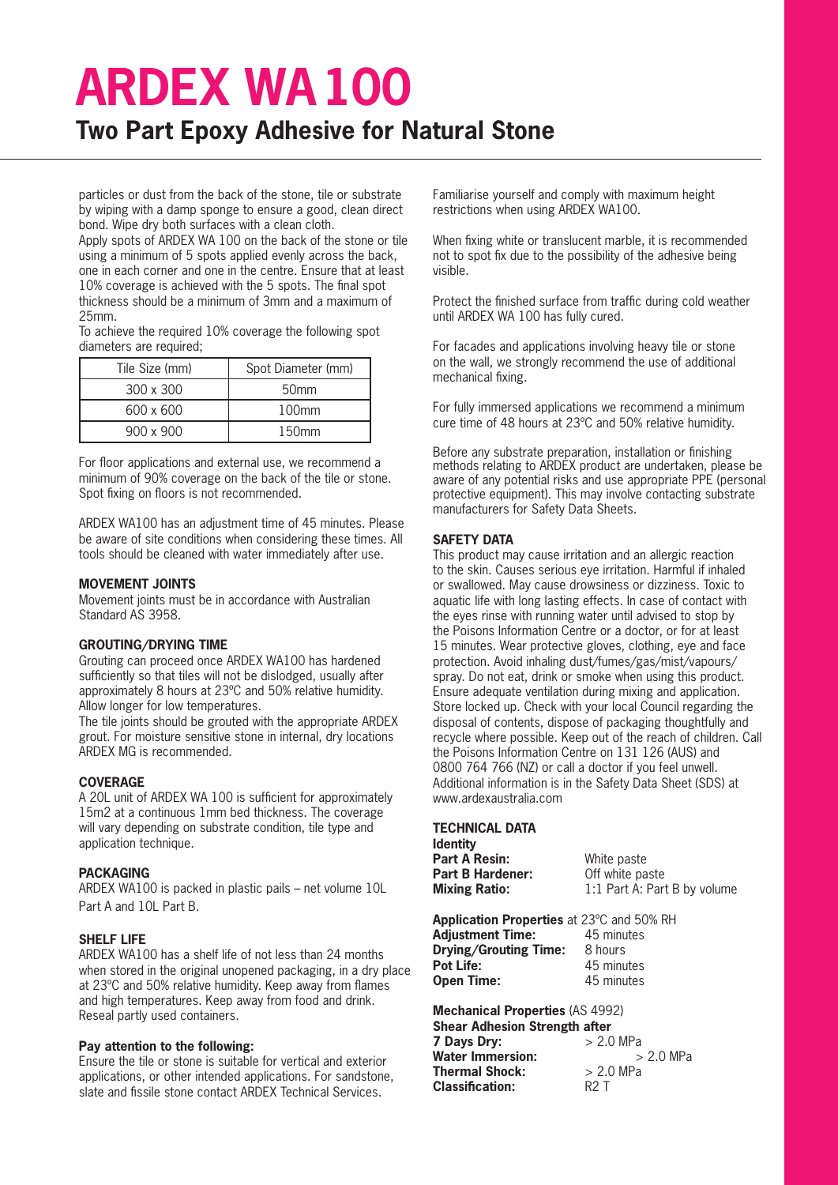# ARDEX WA100

## Two Part Epoxy Adhesive for Natural Stone

particles or dust from the back of the stone, tile or substrate by wiping with a damp sponge to ensure a good, clean direct bond. Wipe dry both surfaces with a clean cloth.

Apply spots of ARDEX WA 100 on the back of the stone or tile using a minimum of 5 spots applied evenly across the back, one in each corner and one in the centre. Ensure that at least 10% coverage is achieved with the 5 spots. The final spot thickness should be a minimum of 3mm and a maximum of 25mm.

To achieve the required 10% coverage the following spot diameters are required;

| Tile Size (mm) | Spot Diameter (mm) |
| --- | --- |
| 300 x 300 | 50mm |
| 600 x 600 | 100mm |
| 900 x 900 | 150mm |

For floor applications and external use, we recommend a minimum of 90% coverage on the back of the tile or stone. Spot fixing on floors is not recommended.

ARDEX WA100 has an adjustment time of 45 minutes. Please be aware of site conditions when considering these times. All tools should be cleaned with water immediately after use.

**MOVEMENT JOINTS**

Movement joints must be in accordance with Australian Standard AS 3958.

**GROUTING/DRYING TIME**

Grouting can proceed once ARDEX WA100 has hardened sufficiently so that tiles will not be dislodged, usually after approximately 8 hours at 23ºC and 50% relative humidity. Allow longer for low temperatures.

The tile joints should be grouted with the appropriate ARDEX grout. For moisture sensitive stone in internal, dry locations ARDEX MG is recommended.

**COVERAGE**

A 20L unit of ARDEX WA 100 is sufficient for approximately 15m2 at a continuous 1mm bed thickness. The coverage will vary depending on substrate condition, tile type and application technique.

**PACKAGING**

ARDEX WA100 is packed in plastic pails – net volume 10L Part A and 10L Part B.

**SHELF LIFE**

ARDEX WA100 has a shelf life of not less than 24 months when stored in the original unopened packaging, in a dry place at 23ºC and 50% relative humidity. Keep away from flames and high temperatures. Keep away from food and drink. Reseal partly used containers.

**Pay attention to the following:**

Ensure the tile or stone is suitable for vertical and exterior applications, or other intended applications. For sandstone, slate and fissile stone contact ARDEX Technical Services.

Familiarise yourself and comply with maximum height restrictions when using ARDEX WA100.

When fixing white or translucent marble, it is recommended not to spot fix due to the possibility of the adhesive being visible.

Protect the finished surface from traffic during cold weather until ARDEX WA 100 has fully cured.

For facades and applications involving heavy tile or stone on the wall, we strongly recommend the use of additional mechanical fixing.

For fully immersed applications we recommend a minimum cure time of 48 hours at 23ºC and 50% relative humidity.

Before any substrate preparation, installation or finishing methods relating to ARDEX product are undertaken, please be aware of any potential risks and use appropriate PPE (personal protective equipment). This may involve contacting substrate manufacturers for Safety Data Sheets.

**SAFETY DATA**

This product may cause irritation and an allergic reaction to the skin. Causes serious eye irritation. Harmful if inhaled or swallowed. May cause drowsiness or dizziness. Toxic to aquatic life with long lasting effects. In case of contact with the eyes rinse with running water until advised to stop by the Poisons Information Centre or a doctor, or for at least 15 minutes. Wear protective gloves, clothing, eye and face protection. Avoid inhaling dust/fumes/gas/mist/vapours/spray. Do not eat, drink or smoke when using this product. Ensure adequate ventilation during mixing and application. Store locked up. Check with your local Council regarding the disposal of contents, dispose of packaging thoughtfully and recycle where possible. Keep out of the reach of children. Call the Poisons Information Centre on 131 126 (AUS) and 0800 764 766 (NZ) or call a doctor if you feel unwell. Additional information is in the Safety Data Sheet (SDS) at www.ardexaustralia.com

**TECHNICAL DATA**

**Identity**

**Part A Resin:** White paste
**Part B Hardener:** Off white paste
**Mixing Ratio:** 1:1 Part A: Part B by volume

**Application Properties** at 23ºC and 50% RH

**Adjustment Time:** 45 minutes
**Drying/Grouting Time:** 8 hours
**Pot Life:** 45 minutes
**Open Time:** 45 minutes

**Mechanical Properties** (AS 4992)

**Shear Adhesion Strength after**

**7 Days Dry:** > 2.0 MPa
**Water Immersion:** > 2.0 MPa
**Thermal Shock:** > 2.0 MPa
**Classification:** R2 T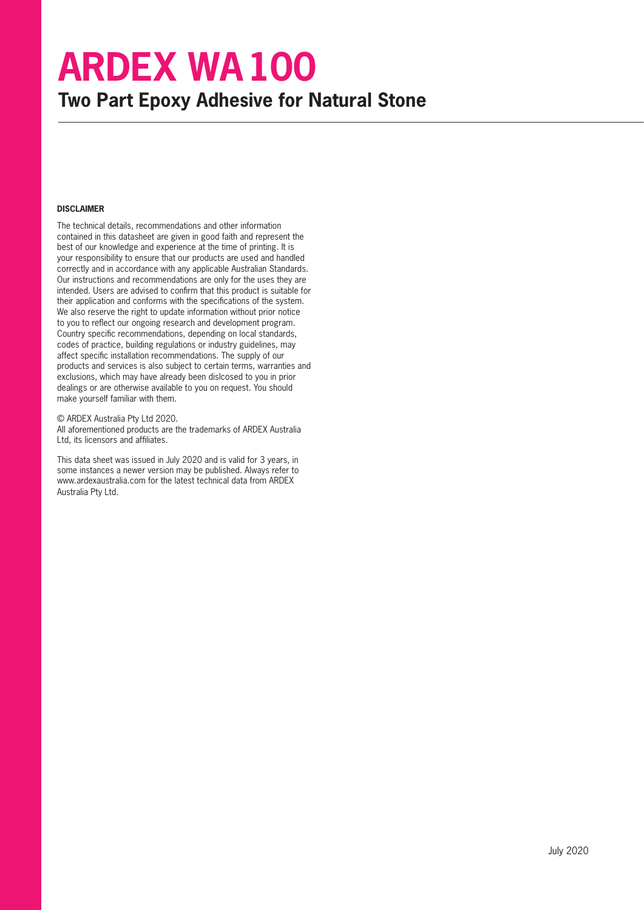# ARDEX WA 100

## Two Part Epoxy Adhesive for Natural Stone

**DISCLAIMER**

The technical details, recommendations and other information contained in this datasheet are given in good faith and represent the best of our knowledge and experience at the time of printing. It is your responsibility to ensure that our products are used and handled correctly and in accordance with any applicable Australian Standards. Our instructions and recommendations are only for the uses they are intended. Users are advised to confirm that this product is suitable for their application and conforms with the specifications of the system. We also reserve the right to update information without prior notice to you to reflect our ongoing research and development program. Country specific recommendations, depending on local standards, codes of practice, building regulations or industry guidelines, may affect specific installation recommendations. The supply of our products and services is also subject to certain terms, warranties and exclusions, which may have already been dislcosed to you in prior dealings or are otherwise available to you on request. You should make yourself familiar with them.

© ARDEX Australia Pty Ltd 2020.
All aforementioned products are the trademarks of ARDEX Australia Ltd, its licensors and affiliates.

This data sheet was issued in July 2020 and is valid for 3 years, in some instances a newer version may be published. Always refer to www.ardexaustralia.com for the latest technical data from ARDEX Australia Pty Ltd.

July 2020